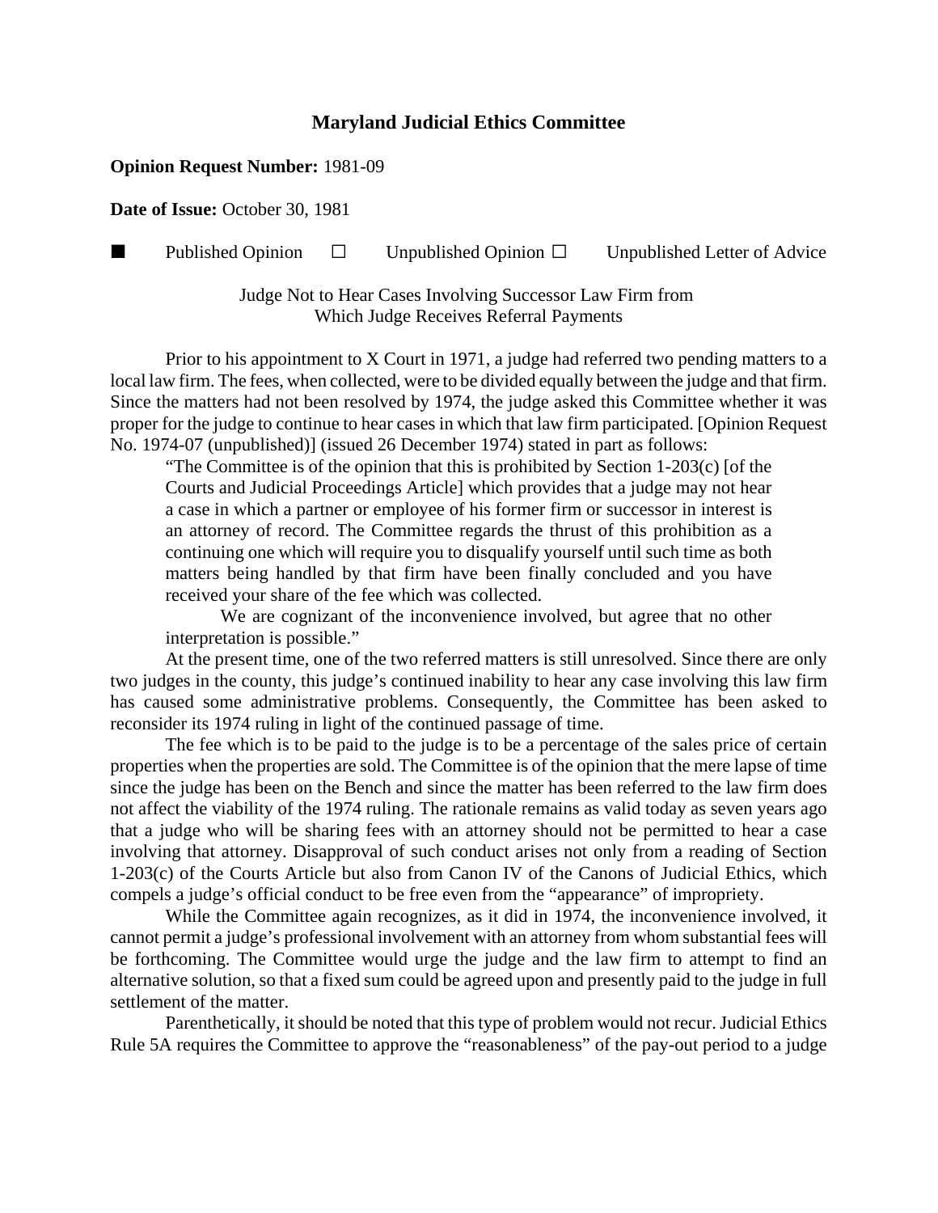# Maryland Judicial Ethics Committee

**Opinion Request Number:** 1981-09

**Date of Issue:** October 30, 1981

■ Published Opinion ☐ Unpublished Opinion ☐ Unpublished Letter of Advice

Judge Not to Hear Cases Involving Successor Law Firm from Which Judge Receives Referral Payments

Prior to his appointment to X Court in 1971, a judge had referred two pending matters to a local law firm. The fees, when collected, were to be divided equally between the judge and that firm. Since the matters had not been resolved by 1974, the judge asked this Committee whether it was proper for the judge to continue to hear cases in which that law firm participated. [Opinion Request No. 1974-07 (unpublished)] (issued 26 December 1974) stated in part as follows:

> "The Committee is of the opinion that this is prohibited by Section 1-203(c) [of the Courts and Judicial Proceedings Article] which provides that a judge may not hear a case in which a partner or employee of his former firm or successor in interest is an attorney of record. The Committee regards the thrust of this prohibition as a continuing one which will require you to disqualify yourself until such time as both matters being handled by that firm have been finally concluded and you have received your share of the fee which was collected.
>
> We are cognizant of the inconvenience involved, but agree that no other interpretation is possible."

At the present time, one of the two referred matters is still unresolved. Since there are only two judges in the county, this judge's continued inability to hear any case involving this law firm has caused some administrative problems. Consequently, the Committee has been asked to reconsider its 1974 ruling in light of the continued passage of time.

The fee which is to be paid to the judge is to be a percentage of the sales price of certain properties when the properties are sold. The Committee is of the opinion that the mere lapse of time since the judge has been on the Bench and since the matter has been referred to the law firm does not affect the viability of the 1974 ruling. The rationale remains as valid today as seven years ago that a judge who will be sharing fees with an attorney should not be permitted to hear a case involving that attorney. Disapproval of such conduct arises not only from a reading of Section 1-203(c) of the Courts Article but also from Canon IV of the Canons of Judicial Ethics, which compels a judge's official conduct to be free even from the "appearance" of impropriety.

While the Committee again recognizes, as it did in 1974, the inconvenience involved, it cannot permit a judge's professional involvement with an attorney from whom substantial fees will be forthcoming. The Committee would urge the judge and the law firm to attempt to find an alternative solution, so that a fixed sum could be agreed upon and presently paid to the judge in full settlement of the matter.

Parenthetically, it should be noted that this type of problem would not recur. Judicial Ethics Rule 5A requires the Committee to approve the "reasonableness" of the pay-out period to a judge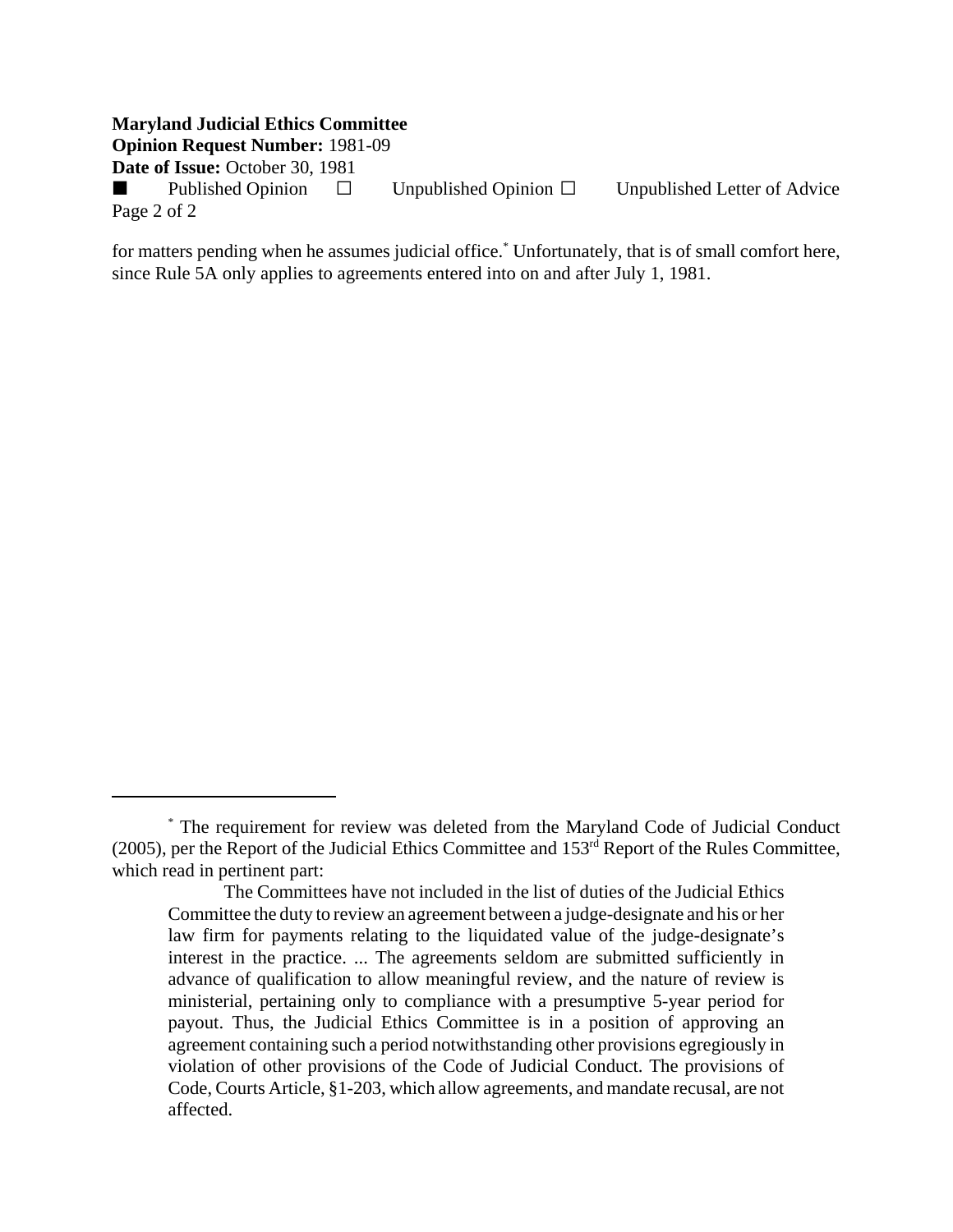for matters pending when he assumes judicial office.[*] Unfortunately, that is of small comfort here, since Rule 5A only applies to agreements entered into on and after July 1, 1981.

---

[*] The requirement for review was deleted from the Maryland Code of Judicial Conduct (2005), per the Report of the Judicial Ethics Committee and 153rd Report of the Rules Committee, which read in pertinent part:

> The Committees have not included in the list of duties of the Judicial Ethics Committee the duty to review an agreement between a judge-designate and his or her law firm for payments relating to the liquidated value of the judge-designate's interest in the practice. ... The agreements seldom are submitted sufficiently in advance of qualification to allow meaningful review, and the nature of review is ministerial, pertaining only to compliance with a presumptive 5-year period for payout. Thus, the Judicial Ethics Committee is in a position of approving an agreement containing such a period notwithstanding other provisions egregiously in violation of other provisions of the Code of Judicial Conduct. The provisions of Code, Courts Article, §1-203, which allow agreements, and mandate recusal, are not affected.